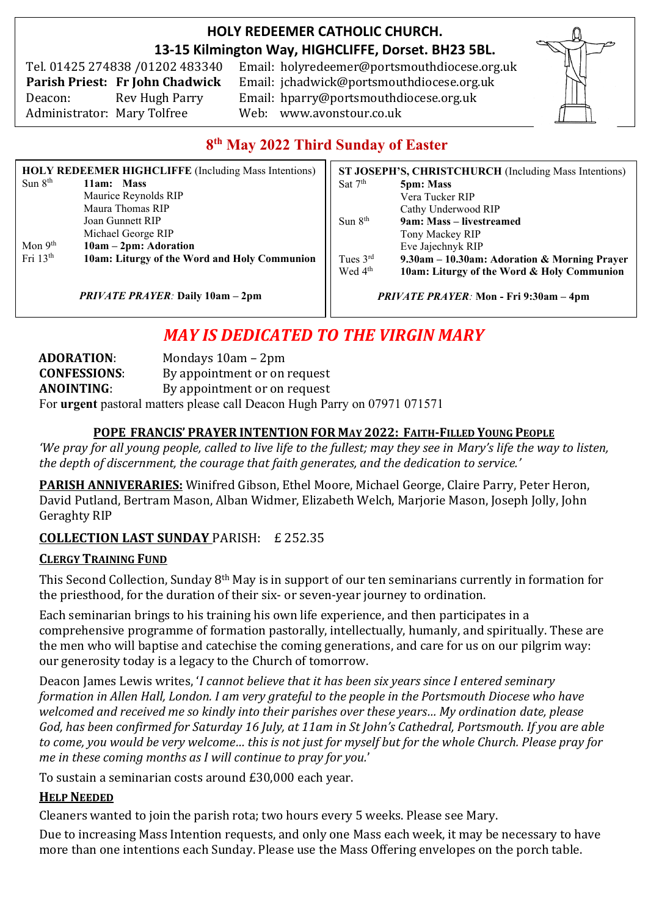# HOLY REDEEMER CATHOLIC CHURCH.
## 13-15 Kilmington Way, HIGHCLIFFE, Dorset. BH23 5BL.

Tel. 01425 274838 /01202 483340 Email: holyredeemer@portsmouthdiocese.org.uk
**Parish Priest: Fr John Chadwick** Email: jchadwick@portsmouthdiocese.org.uk
Deacon: Rev Hugh Parry Email: hparry@portsmouthdiocese.org.uk
Administrator: Mary Tolfree Web: www.avonstour.co.uk

## 8th May 2022 Third Sunday of Easter

**HOLY REDEEMER HIGHCLIFFE** (Including Mass Intentions)

| | |
|---|---|
| Sun 8th | **11am: Mass** |
| | Maurice Reynolds RIP |
| | Maura Thomas RIP |
| | Joan Gunnett RIP |
| | Michael George RIP |
| Mon 9th | **10am – 2pm: Adoration** |
| Fri 13th | **10am: Liturgy of the Word and Holy Communion** |

*PRIVATE PRAYER:* **Daily 10am – 2pm**

**ST JOSEPH'S, CHRISTCHURCH** (Including Mass Intentions)

| | |
|---|---|
| Sat 7th | **5pm: Mass** |
| | Vera Tucker RIP |
| | Cathy Underwood RIP |
| Sun 8th | **9am: Mass – livestreamed** |
| | Tony Mackey RIP |
| | Eve Jajechnyk RIP |
| Tues 3rd | **9.30am – 10.30am: Adoration & Morning Prayer** |
| Wed 4th | **10am: Liturgy of the Word & Holy Communion** |

*PRIVATE PRAYER:* **Mon - Fri 9:30am – 4pm**

## *MAY IS DEDICATED TO THE VIRGIN MARY*

**ADORATION**: Mondays 10am – 2pm
**CONFESSIONS**: By appointment or on request
**ANOINTING**: By appointment or on request
For **urgent** pastoral matters please call Deacon Hugh Parry on 07971 071571

### POPE FRANCIS' PRAYER INTENTION FOR MAY 2022: FAITH-FILLED YOUNG PEOPLE

*'We pray for all young people, called to live life to the fullest; may they see in Mary's life the way to listen, the depth of discernment, the courage that faith generates, and the dedication to service.'*

**PARISH ANNIVERARIES:** Winifred Gibson, Ethel Moore, Michael George, Claire Parry, Peter Heron, David Putland, Bertram Mason, Alban Widmer, Elizabeth Welch, Marjorie Mason, Joseph Jolly, John Geraghty RIP

**COLLECTION LAST SUNDAY** PARISH: £ 252.35

### CLERGY TRAINING FUND

This Second Collection, Sunday 8th May is in support of our ten seminarians currently in formation for the priesthood, for the duration of their six- or seven-year journey to ordination.

Each seminarian brings to his training his own life experience, and then participates in a comprehensive programme of formation pastorally, intellectually, humanly, and spiritually. These are the men who will baptise and catechise the coming generations, and care for us on our pilgrim way: our generosity today is a legacy to the Church of tomorrow.

Deacon James Lewis writes, '*I cannot believe that it has been six years since I entered seminary formation in Allen Hall, London. I am very grateful to the people in the Portsmouth Diocese who have welcomed and received me so kindly into their parishes over these years... My ordination date, please God, has been confirmed for Saturday 16 July, at 11am in St John's Cathedral, Portsmouth. If you are able to come, you would be very welcome... this is not just for myself but for the whole Church. Please pray for me in these coming months as I will continue to pray for you.*'

To sustain a seminarian costs around £30,000 each year.

### HELP NEEDED

Cleaners wanted to join the parish rota; two hours every 5 weeks. Please see Mary.

Due to increasing Mass Intention requests, and only one Mass each week, it may be necessary to have more than one intentions each Sunday. Please use the Mass Offering envelopes on the porch table.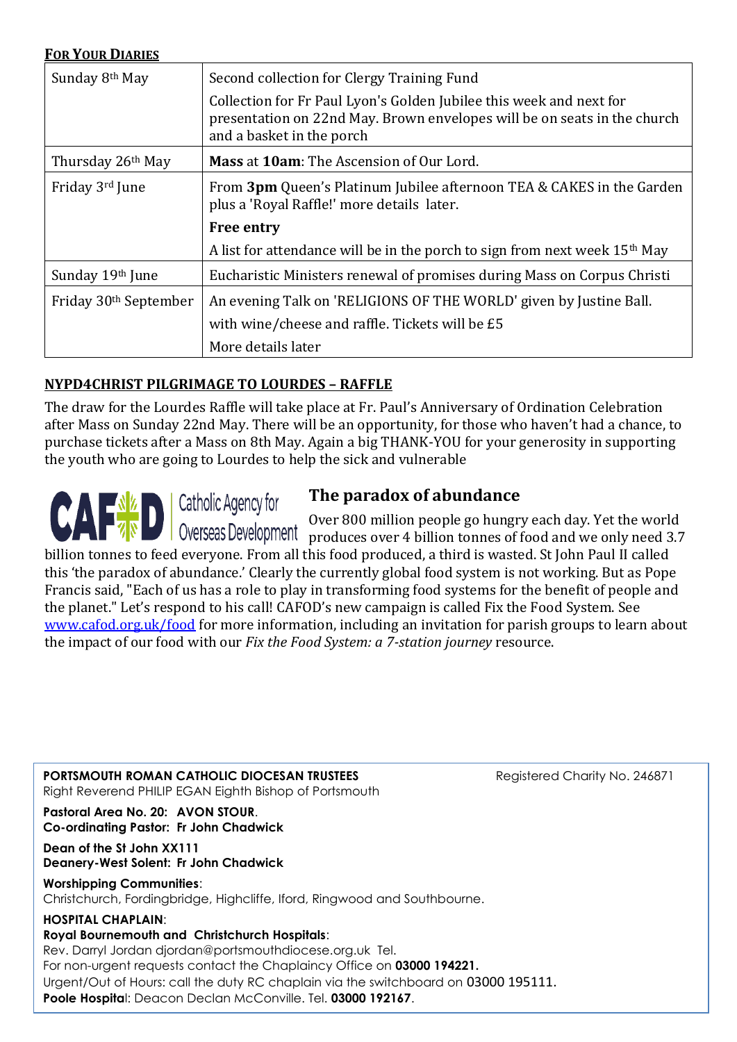**FOR YOUR DIARIES**

| | |
|---|---|
| Sunday 8th May | Second collection for Clergy Training Fund<br>Collection for Fr Paul Lyon's Golden Jubilee this week and next for presentation on 22nd May. Brown envelopes will be on seats in the church and a basket in the porch |
| Thursday 26th May | **Mass** at **10am**: The Ascension of Our Lord. |
| Friday 3rd June | From **3pm** Queen's Platinum Jubilee afternoon TEA & CAKES in the Garden plus a 'Royal Raffle!' more details later.<br>**Free entry**<br>A list for attendance will be in the porch to sign from next week 15th May |
| Sunday 19th June | Eucharistic Ministers renewal of promises during Mass on Corpus Christi |
| Friday 30th September | An evening Talk on 'RELIGIONS OF THE WORLD' given by Justine Ball.<br>with wine/cheese and raffle. Tickets will be £5<br>More details later |

**NYPD4CHRIST PILGRIMAGE TO LOURDES – RAFFLE**

The draw for the Lourdes Raffle will take place at Fr. Paul's Anniversary of Ordination Celebration after Mass on Sunday 22nd May. There will be an opportunity, for those who haven't had a chance, to purchase tickets after a Mass on 8th May. Again a big THANK-YOU for your generosity in supporting the youth who are going to Lourdes to help the sick and vulnerable

CAFOD | Catholic Agency for Overseas Development

## The paradox of abundance

Over 800 million people go hungry each day. Yet the world produces over 4 billion tonnes of food and we only need 3.7 billion tonnes to feed everyone. From all this food produced, a third is wasted. St John Paul II called this 'the paradox of abundance.' Clearly the currently global food system is not working. But as Pope Francis said, "Each of us has a role to play in transforming food systems for the benefit of people and the planet." Let's respond to his call! CAFOD's new campaign is called Fix the Food System. See www.cafod.org.uk/food for more information, including an invitation for parish groups to learn about the impact of our food with our *Fix the Food System: a 7-station journey* resource.

**PORTSMOUTH ROMAN CATHOLIC DIOCESAN TRUSTEES** Registered Charity No. 246871
Right Reverend PHILIP EGAN Eighth Bishop of Portsmouth

**Pastoral Area No. 20: AVON STOUR.**
**Co-ordinating Pastor: Fr John Chadwick**

**Dean of the St John XX111**
**Deanery-West Solent: Fr John Chadwick**

**Worshipping Communities**:
Christchurch, Fordingbridge, Highcliffe, Iford, Ringwood and Southbourne.

**HOSPITAL CHAPLAIN**:
**Royal Bournemouth and Christchurch Hospitals**:
Rev. Darryl Jordan djordan@portsmouthdiocese.org.uk Tel.
For non-urgent requests contact the Chaplaincy Office on **03000 194221.**
Urgent/Out of Hours: call the duty RC chaplain via the switchboard on 03000 195111.
**Poole Hospita**l: Deacon Declan McConville. Tel. **03000 192167**.